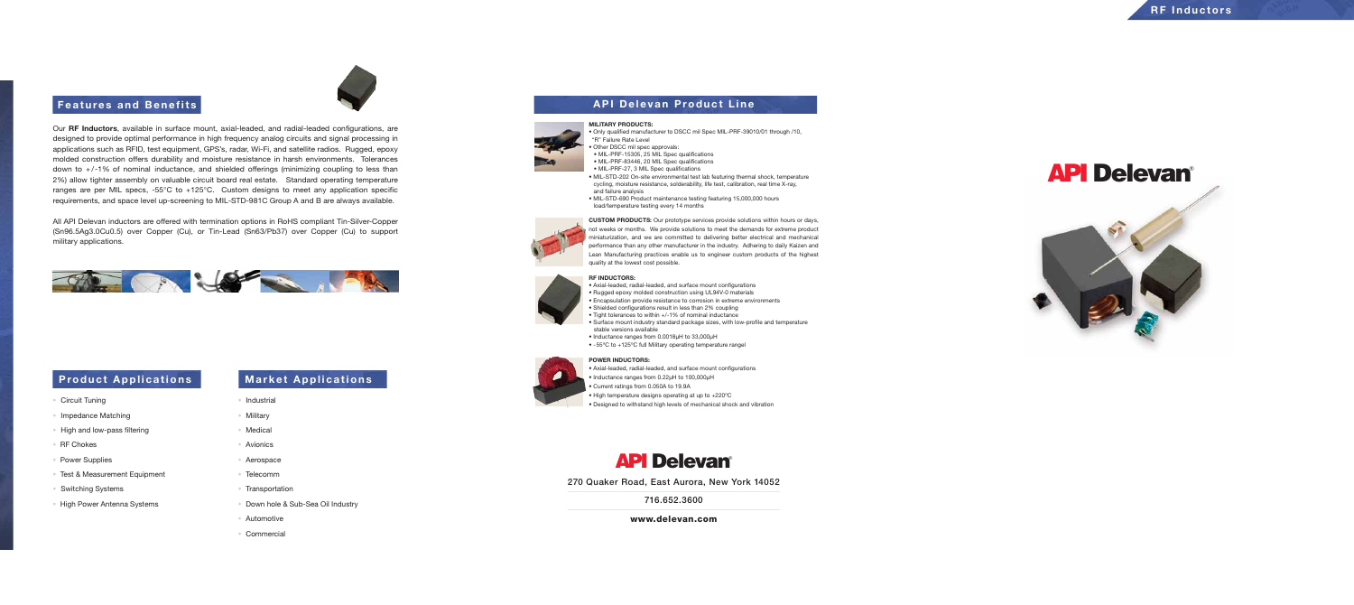## Features and Benefits

Our **RF Inductors**, available in surface mount, axial-leaded, and radial-leaded configurations, are designed to provide optimal performance in high frequency analog circuits and signal processing in applications such as RFID, test equipment, GPS's, radar, Wi-Fi, and satellite radios. Rugged, epoxy molded construction offers durability and moisture resistance in harsh environments. Tolerances down to +/-1% of nominal inductance, and shielded offerings (minimizing coupling to less than 2%) allow tighter assembly on valuable circuit board real estate. Standard operating temperature ranges are per MIL specs, -55°C to +125°C. Custom designs to meet any application specific requirements, and space level up-screening to MIL-STD-981C Group A and B are always available.

All API Delevan inductors are offered with termination options in RoHS compliant Tin-Silver-Copper (Sn96.5Ag3.0Cu0.5) over Copper (Cu), or Tin-Lead (Sn63/Pb37) over Copper (Cu) to support military applications.

## Product Applications

- Circuit Tuning
- Impedance Matching
- High and low-pass filtering
- RF Chokes
- Power Supplies
- Test & Measurement Equipment
- Switching Systems
- High Power Antenna Systems

## Market Applications

- Industrial
- Military
- Medical
- Avionics
- Aerospace
- Telecomm
- Transportation
- Down hole & Sub-Sea Oil Industry
- Automotive
- Commercial

## API Delevan Product Line

**MILITARY PRODUCTS:**

- Only qualified manufacturer to DSCC mil Spec MIL-PRF-39010/01 through /10, "R" Failure Rate Level
- Other DSCC mil spec approvals:
  - MIL-PRF-15305, 25 MIL Spec qualifications
  - MIL-PRF-83446, 20 MIL Spec qualifications
  - MIL-PRF-27, 3 MIL Spec qualifications
- MIL-STD-202 On-site environmental test lab featuring thermal shock, temperature cycling, moisture resistance, solderability, life test, calibration, real time X-ray, and failure analysis
- MIL-STD-690 Product maintenance testing featuring 15,000,000 hours load/temperature testing every 14 months

**CUSTOM PRODUCTS:** Our prototype services provide solutions within hours or days, not weeks or months. We provide solutions to meet the demands for extreme product miniaturization, and we are committed to delivering better electrical and mechanical performance than any other manufacturer in the industry. Adhering to daily Kaizen and Lean Manufacturing practices enable us to engineer custom products of the highest quality at the lowest cost possible.

**RF INDUCTORS:**

- Axial-leaded, radial-leaded, and surface mount configurations
- Rugged epoxy molded construction using UL94V-0 materials
- Encapsulation provide resistance to corrosion in extreme environments
- Shielded configurations result in less than 2% coupling
- Tight tolerances to within +/-1% of nominal inductance
- Surface mount industry standard package sizes, with low-profile and temperature stable versions available
- Inductance ranges from 0.0018µH to 33,000µH
- -55°C to +125°C full Military operating temperature range!

**POWER INDUCTORS:**

- Axial-leaded, radial-leaded, and surface mount configurations
- Inductance ranges from 0.22µH to 100,000µH
- Current ratings from 0.050A to 19.9A
- High temperature designs operating at up to +220°C
- Designed to withstand high levels of mechanical shock and vibration

**API Delevan**

270 Quaker Road, East Aurora, New York 14052

716.652.3600

**www.delevan.com**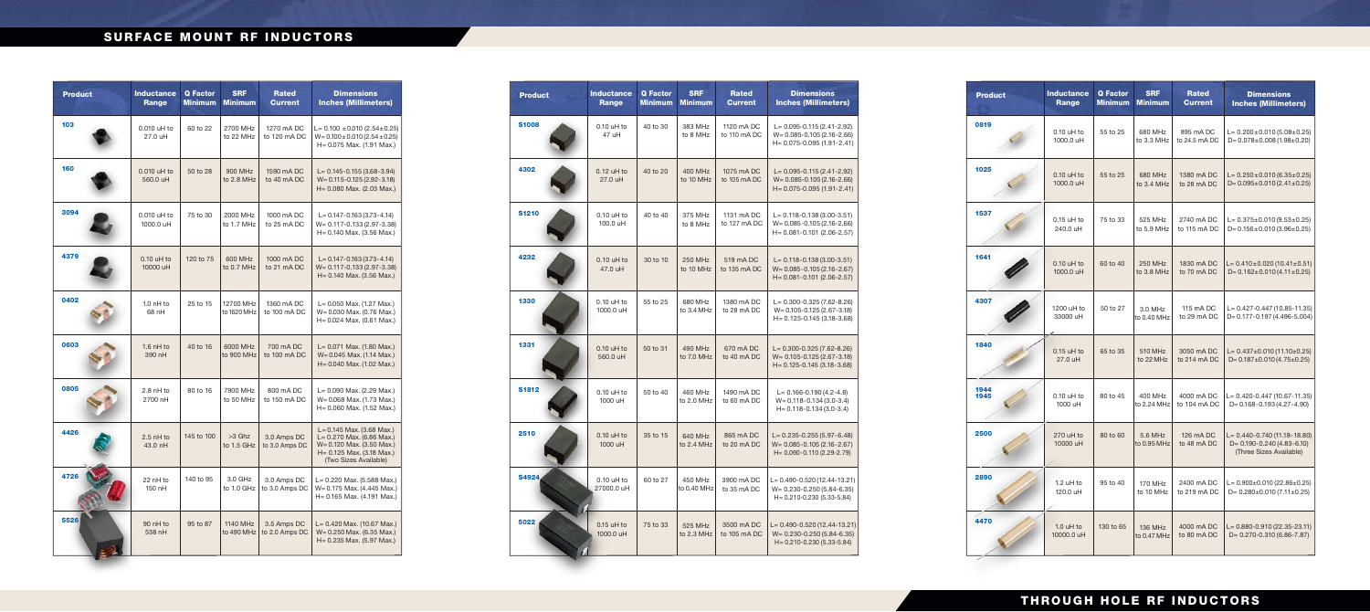## SURFACE MOUNT RF INDUCTORS

| Product | Inductance Range | Q Factor Minimum | SRF Minimum | Rated Current | Dimensions Inches (Millimeters) |
|---|---|---|---|---|---|
| 103 | 0.010 uH to 27.0 uH | 60 to 22 | 2700 MHz to 22 MHz | 1270 mA DC to 120 mA DC | L= 0.100 ±0.010 (2.54±0.25) W= 0.100±0.010 (2.54±0.25) H= 0.075 Max. (1.91 Max.) |
| 160 | 0.010 uH to 560.0 uH | 50 to 28 | 900 MHz to 2.8 MHz | 1590 mA DC to 40 mA DC | L= 0.145-0.155 (3.68-3.94) W= 0.115-0.125 (2.92-3.18) H= 0.080 Max. (2.03 Max.) |
| 3094 | 0.010 uH to 1000.0 uH | 75 to 30 | 2000 MHz to 1.7 MHz | 1000 mA DC to 25 mA DC | L= 0.147-0.163 (3.73-4.14) W= 0.117-0.133 (2.97-3.38) H= 0.140 Max. (3.56 Max.) |
| 4379 | 0.10 uH to 10000 uH | 120 to 75 | 600 MHz to 0.7 MHz | 1000 mA DC to 21 mA DC | L= 0.147-0.163 (3.73-4.14) W= 0.117-0.133 (2.97-3.38) H= 0.140 Max. (3.56 Max.) |
| 0402 | 1.0 nH to 68 nH | 25 to 15 | 12700 MHz to 1620 MHz | 1360 mA DC to 100 mA DC | L= 0.050 Max. (1.27 Max.) W= 0.030 Max. (0.76 Max.) H= 0.024 Max. (0.61 Max.) |
| 0603 | 1.6 nH to 390 nH | 40 to 16 | 6000 MHz to 900 MHz | 700 mA DC to 100 mA DC | L= 0.071 Max. (1.80 Max.) W= 0.045 Max. (1.14 Max.) H= 0.040 Max. (1.02 Max.) |
| 0805 | 2.8 nH to 2700 nH | 80 to 16 | 7900 MHz to 50 MHz | 800 mA DC to 150 mA DC | L= 0.090 Max. (2.29 Max.) W= 0.068 Max. (1.73 Max.) H= 0.060 Max. (1.52 Max.) |
| 4426 | 2.5 nH to 43.0 nH | 145 to 100 | >3 Ghz to 1.5 GHz | 3.0 Amps DC to 3.0 Amps DC | L= 0.145 Max. (3.68 Max.) L= 0.270 Max. (6.86 Max.) W= 0.120 Max. (3.50 Max.) H= 0.125 Max. (3.18 Max.) (Two Sizes Available) |
| 4726 | 22 nH to 150 nH | 140 to 95 | 3.0 GHz to 1.0 GHz | 3.0 Amps DC to 3.0 Amps DC | L= 0.220 Max. (5.588 Max.) W= 0.175 Max. (4.445 Max.) H= 0.165 Max. (4.191 Max.) |
| 5526 | 90 nH to 538 nH | 95 to 87 | 1140 MHz to 490 MHz | 3.5 Amps DC to 2.0 Amps DC | L= 0.420 Max. (10.67 Max.) W= 0.250 Max. (6.35 Max.) H= 0.235 Max. (5.97 Max.) |

| Product | Inductance Range | Q Factor Minimum | SRF Minimum | Rated Current | Dimensions Inches (Millimeters) |
|---|---|---|---|---|---|
| S1008 | 0.10 uH to 47 uH | 40 to 30 | 383 MHz to 8 MHz | 1120 mA DC to 110 mA DC | L= 0.095-0.115 (2.41-2.92) W= 0.085-0.105 (2.16-2.66) H= 0.075-0.095 (1.91-2.41) |
| 4302 | 0.12 uH to 27.0 uH | 40 to 20 | 400 MHz to 10 MHz | 1075 mA DC to 105 mA DC | L= 0.095-0.115 (2.41-2.92) W= 0.085-0.105 (2.16-2.66) H= 0.075-0.095 (1.91-2.41) |
| S1210 | 0.10 uH to 100.0 uH | 40 to 40 | 375 MHz to 8 MHz | 1131 mA DC to 127 mA DC | L= 0.118-0.138 (3.00-3.51) W= 0.085-0.105 (2.16-2.66) H= 0.081-0.101 (2.06-2.57) |
| 4232 | 0.10 uH to 47.0 uH | 30 to 10 | 250 MHz to 10 MHz | 519 mA DC to 135 mA DC | L= 0.118-0.138 (3.00-3.51) W= 0.085-0.105 (2.16-2.67) H= 0.081-0.101 (2.06-2.57) |
| 1330 | 0.10 uH to 1000.0 uH | 55 to 25 | 680 MHz to 3.4 MHz | 1380 mA DC to 28 mA DC | L= 0.300-0.325 (7.62-8.26) W= 0.105-0.125 (2.67-3.18) H= 0.125-0.145 (3.18-3.68) |
| 1331 | 0.10 uH to 560.0 uH | 50 to 31 | 490 MHz to 7.0 MHz | 670 mA DC to 40 mA DC | L= 0.300-0.325 (7.62-8.26) W= 0.105-0.125 (2.67-3.18) H= 0.125-0.145 (3.18-3.68) |
| S1812 | 0.10 uH to 1000 uH | 50 to 40 | 460 MHz to 2.0 MHz | 1490 mA DC to 60 mA DC | L= 0.166-0.190 (4.2-4.8) W= 0.118-0.134 (3.0-3.4) H= 0.118-0.134 (3.0-3.4) |
| 2510 | 0.10 uH to 1000 uH | 35 to 15 | 640 MHz to 2.4 MHz | 865 mA DC to 20 mA DC | L= 0.235-0.255 (5.97-6.48) W= 0.085-0.105 (2.16-2.67) H= 0.090-0.110 (2.29-2.79) |
| S4924 | 0.10 uH to 27000.0 uH | 60 to 27 | 450 MHz to 0.40 MHz | 3900 mA DC to 35 mA DC | L= 0.490-0.520 (12.44-13.21) W= 0.230-0.250 (5.84-6.35) H= 0.210-0.230 (5.33-5.84) |
| 5022 | 0.15 uH to 1000.0 uH | 75 to 33 | 525 MHz to 2.3 MHz | 3500 mA DC to 105 mA DC | L= 0.490-0.520 (12.44-13.21) W= 0.230-0.250 (5.84-6.35) H= 0.210-0.230 (5.33-5.84) |

## THROUGH HOLE RF INDUCTORS

| Product | Inductance Range | Q Factor Minimum | SRF Minimum | Rated Current | Dimensions Inches (Millimeters) |
|---|---|---|---|---|---|
| 0819 | 0.10 uH to 1000.0 uH | 55 to 25 | 680 MHz to 3.3 MHz | 895 mA DC to 24.5 mA DC | L= 0.200±0.010 (5.08±0.25) D= 0.078±0.008 (1.98±0.20) |
| 1025 | 0.10 uH to 1000.0 uH | 55 to 25 | 680 MHz to 3.4 MHz | 1380 mA DC to 28 mA DC | L= 0.250±0.010 (6.35±0.25) D= 0.095±0.010 (2.41±0.25) |
| 1537 | 0.15 uH to 240.0 uH | 75 to 33 | 525 MHz to 5.9 MHz | 2740 mA DC to 115 mA DC | L= 0.375±0.010 (9.53±0.25) D= 0.156±0.010 (3.96±0.25) |
| 1641 | 0.10 uH to 1000.0 uH | 60 to 40 | 250 MHz to 3.8 MHz | 1830 mA DC to 70 mA DC | L= 0.410±0.020 (10.41±0.51) D= 0.162±0.010 (4.11±0.25) |
| 4307 | 1200 uH to 33000 uH | 50 to 27 | 3.0 MHz to 0.40 MHz | 115 mA DC to 29 mA DC | L= 0.427-0.447 (10.85-11.35) D= 0.177-0.197 (4.496-5.004) |
| 1840 | 0.15 uH to 27.0 uH | 65 to 35 | 510 MHz to 22 MHz | 3050 mA DC to 214 mA DC | L= 0.437±0.010 (11.10±0.25) D= 0.187±0.010 (4.75±0.25) |
| 1944 1945 | 0.10 uH to 1000 uH | 80 to 45 | 400 MHz to 2.24 MHz | 4000 mA DC to 104 mA DC | L= 0.420-0.447 (10.67-11.35) D= 0.168-0.193 (4.27-4.90) |
| 2500 | 270 uH to 10000 uH | 80 to 60 | 5.6 MHz to 0.95 MHz | 126 mA DC to 48 mA DC | L= 0.440-0.740 (11.18-18.80) D= 0.190-0.240 (4.83-6.10) (Three Sizes Available) |
| 2890 | 1.2 uH to 120.0 uH | 95 to 40 | 170 MHz to 10 MHz | 2400 mA DC to 219 mA DC | L= 0.900±0.010 (22.86±0.25) D= 0.280±0.010 (7.11±0.25) |
| 4470 | 1.0 uH to 10000.0 uH | 130 to 65 | 136 MHz to 0.47 MHz | 4000 mA DC to 80 mA DC | L= 0.880-0.910 (22.35-23.11) D= 0.270-0.310 (6.86-7.87) |